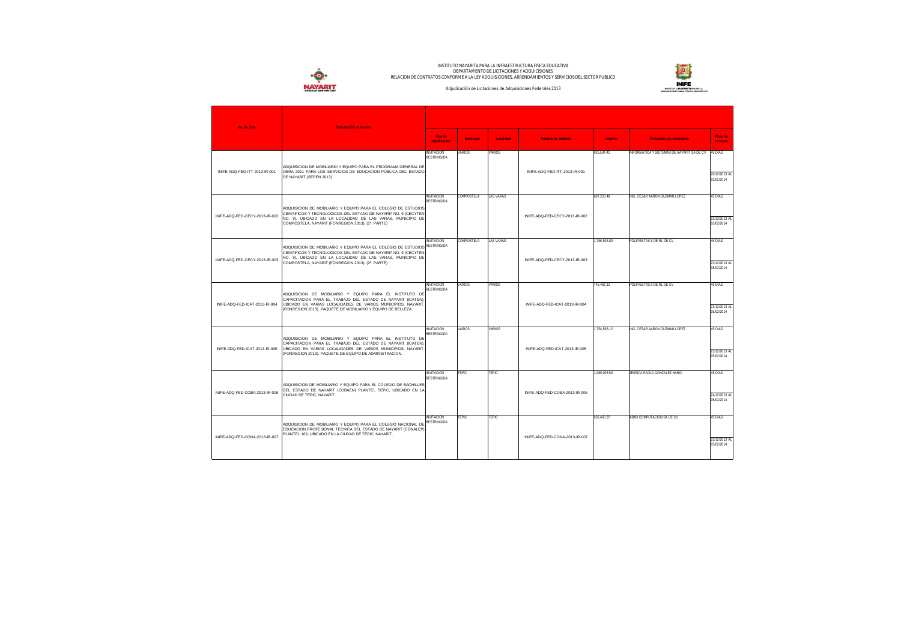INSTITUTO NAYARITA PARA LA INFRAESTRUCTURA FISICA EDUCATIVA
DEPARTAMENTO DE LICITACIONES Y ADQUISICIONES
RELACION DE CONTRATOS CONFORME A LA LEY ADQUISICIONES, ARRENDAMIENTOS Y SERVICIOS DEL SECTOR PUBLICO

Adjudicación de Licitaciones de Adquisiciones Federales 2013

| No. de obra | Descripcion de la obra | Tipo de adjudicación | Municipio | Localidad | Número de contrato | Importe | Proveedor y/o contratista | Plazo de contrato |
|---|---|---|---|---|---|---|---|---|
| INIFE-ADQ-FED-ITT-2013-IR-001 | ADQUISICION DE MOBILIARIO Y EQUIPO PARA EL PROGRAMA GENERAL DE OBRA 2011 PARA LOS SERVICIOS DE EDUCACION PÚBLICA DEL ESTADO DE NAYARIT (SEPEN 2013) | INVITACION RESTRINGIDA | VARIOS | VARIOS | INIFE-ADQ-FED-ITT-2013-IR-001 | 925,504.41 | INFORMATICA Y SISTEMAS DE NAYARIT SA DE CV | 45 DIAS 20/12/2013 AL 02/02/2014 |
| INIFE-ADQ-FED-CECY-2013-IR-002 | ADQUISICION DE MOBILIARIO Y EQUIPO PARA EL COLEGIO DE ESTUDIOS CIENTIFICOS Y TECNOLOGICOS DEL ESTADO DE NAYARIT NO. 9 (CECYTEN NO. 9), UBICADO EN LA LOCALIDAD DE LAS VARAS, MUNICIPIO DE COMPOSTELA, NAYARIT (FONREGION 2013). (1ª. PARTE) | INVITACION RESTRINGIDA | COMPOSTELA | LAS VARAS | INIFE-ADQ-FED-CECY-2013-IR-002 | 697,250.48 | ING. CESAR AARON GUZMAN LOPEZ | 45 DIAS 23/12/2013 AL 05/02/2014 |
| INIFE-ADQ-FED-CECY-2013-IR-003 | ADQUISICION DE MOBILIARIO Y EQUIPO PARA EL COLEGIO DE ESTUDIOS CIENTIFICOS Y TECNOLOGICOS DEL ESTADO DE NAYARIT NO. 9 (CECYTEN NO. 9), UBICADO EN LA LOCALIDAD DE LAS VARAS, MUNICIPIO DE COMPOSTELA, NAYARIT (FONREGION 2013). (2ª. PARTE) | INVITACION RESTRINGIDA | COMPOSTELA | LAS VARAS | INIFE-ADQ-FED-CECY-2013-IR-003 | 1,756,506.80 | POLIFIESTAS S DE RL DE CV | 45 DIAS 23/12/2013 AL 05/02/2014 |
| INIFE-ADQ-FED-ICAT-2013-IR-004 | ADQUISICION DE MOBILIARIO Y EQUIPO PARA EL INSTITUTO DE CAPACITACION PARA EL TRABAJO DEL ESTADO DE NAYARIT (ICATEN), UBICADO EN VARIAS LOCALIDADES DE VARIOS MUNICIPIOS, NAYARIT. (FONREGION 2013). PAQUETE DE MOBILIARIO Y EQUIPO DE BELLEZA. | INVITACION RESTRINGIDA | VARIOS | VARIOS | INIFE-ADQ-FED-ICAT-2013-IR-004 | 745,492.12 | POLIFIESTAS S DE RL DE CV | 45 DIAS 23/12/2013 AL 05/02/2014 |
| INIFE-ADQ-FED-ICAT-2013-IR-005 | ADQUISICION DE MOBILIARIO Y EQUIPO PARA EL INSTITUTO DE CAPACITACION PARA EL TRABAJO DEL ESTADO DE NAYARIT (ICATEN), UBICADO EN VARIAS LOCALIDADES DE VARIOS MUNICIPIOS, NAYARIT. (FONREGION 2013). PAQUETE DE EQUIPO DE ADMINISTRACION. | INVITACION RESTRINGIDA | VARIOS | VARIOS | INIFE-ADQ-FED-ICAT-2013-IR-005 | 1,754,508.12 | ING. CESAR AARON GUZMAN LOPEZ | 45 DIAS 23/12/2013 AL 05/02/2014 |
| INIFE-ADQ-FED-COBA-2013-IR-006 | ADQUISICION DE MOBILIARIO Y EQUIPO PARA EL COLEGIO DE BACHILLES DEL ESTADO DE NAYARIT (COBAEN) PLANTEL TEPIC, UBICADO EN LA CIUDAD DE TEPIC, NAYARIT. | INVITACION RESTRINGIDA | TEPIC | TEPIC | INIFE-ADQ-FED-COBA-2013-IR-006 | 1,989,008.50 | JESSICA PAOLA GONZALEZ HARO | 45 DIAS 24/12/2013 AL 06/02/2014 |
| INIFE-ADQ-FED-CONA-2013-IR-007 | ADQUISICION DE MOBILIARIO Y EQUIPO PARA EL COLEGIO NACIONAL DE EDUCACION PROFESIONAL TECNICA DEL ESTADO DE NAYARIT (CONALEP) PLANTEL 169, UBICADO EN LA CIUDAD DE TEPIC, NAYARIT. | INVITACION RESTRINGIDA | TEPIC | TEPIC | INIFE-ADQ-FED-CONA-2013-IR-007 | 632,463.37 | ABAD COMPUTACION SA DE CV | 45 DIAS 23/12/2013 AL 05/02/2014 |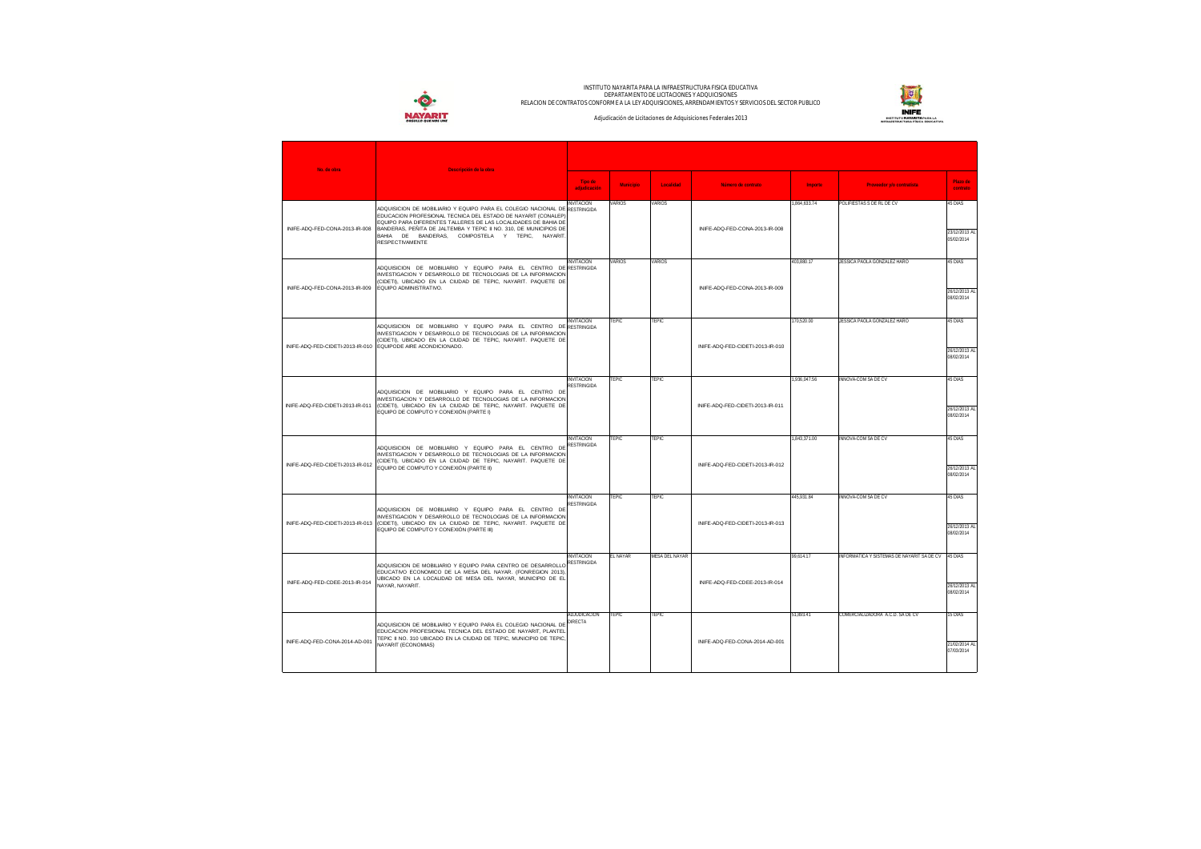INSTITUTO NAYARITA PARA LA INFRAESTRUCTURA FISICA EDUCATIVA
DEPARTAMENTO DE LICITACIONES Y ADQUISICIONES
RELACION DE CONTRATOS CONFORME A LA LEY ADQUISICIONES, ARRENDAMIENTOS Y SERVICIOS DEL SECTOR PUBLICO

Adjudicación de Licitaciones de Adquisiciones Federales 2013

| Nº. de obra | Descripcion de la obra | Tipo de adjudicación | Municipio | Localidad | Número de contrato | Importe | Proveedor y/o contratista | Plazo de contrato |
|---|---|---|---|---|---|---|---|---|
| INIFE-ADQ-FED-CONA-2013-IR-008 | ADQUISICION DE MOBILIARIO Y EQUIPO PARA EL COLEGIO NACIONAL DE EDUCACION PROFESIONAL TECNICA DEL ESTADO DE NAYARIT (CONALEP) EQUIPO PARA DIFERENTES TALLERES DE LAS LOCALIDADES DE BAHIA DE BANDERAS, PEÑITA DE JALTEMBA Y TEPIC II NO. 310, DE MUNICIPIOS DE BAHIA DE BANDERAS, COMPOSTELA Y TEPIC, NAYARIT. RESPECTIVAMENTE | INVITACION RESTRINGIDA | VARIOS | VARIOS | INIFE-ADQ-FED-CONA-2013-IR-008 | 1,864,833.74 | POLIFIESTAS S DE RL DE CV | 45 DIAS 23/12/2013 AL 05/02/2014 |
| INIFE-ADQ-FED-CONA-2013-IR-009 | ADQUISICION DE MOBILIARIO Y EQUIPO PARA EL CENTRO DE INVESTIGACION Y DESARROLLO DE TECNOLOGIAS DE LA INFORMACION (CIDETI), UBICADO EN LA CIUDAD DE TEPIC, NAYARIT. PAQUETE DE EQUIPO ADMINISTRATIVO. | INVITACION RESTRINGIDA | VARIOS | VARIOS | INIFE-ADQ-FED-CONA-2013-IR-009 | 403,880.17 | JESSICA PAOLA GONZALEZ HARO | 45 DIAS 26/12/2013 AL 08/02/2014 |
| INIFE-ADQ-FED-CIDETI-2013-IR-010 | ADQUISICION DE MOBILIARIO Y EQUIPO PARA EL CENTRO DE INVESTIGACION Y DESARROLLO DE TECNOLOGIAS DE LA INFORMACION (CIDETI), UBICADO EN LA CIUDAD DE TEPIC, NAYARIT. PAQUETE DE EQUIPODE AIRE ACONDICIONADO. | INVITACION RESTRINGIDA | TEPIC | TEPIC | INIFE-ADQ-FED-CIDETI-2013-IR-010 | 170,520.00 | JESSICA PAOLA GONZALEZ HARO | 45 DIAS 26/12/2013 AL 08/02/2014 |
| INIFE-ADQ-FED-CIDETI-2013-IR-011 | ADQUISICION DE MOBILIARIO Y EQUIPO PARA EL CENTRO DE INVESTIGACION Y DESARROLLO DE TECNOLOGIAS DE LA INFORMACION (CIDETI), UBICADO EN LA CIUDAD DE TEPIC, NAYARIT. PAQUETE DE EQUIPO DE COMPUTO Y CONEXIÓN (PARTE I) | INVITACION RESTRINGIDA | TEPIC | TEPIC | INIFE-ADQ-FED-CIDETI-2013-IR-011 | 1,936,047.56 | INNOVA-COM SA DE CV | 45 DIAS 26/12/2013 AL 08/02/2014 |
| INIFE-ADQ-FED-CIDETI-2013-IR-012 | ADQUISICION DE MOBILIARIO Y EQUIPO PARA EL CENTRO DE INVESTIGACION Y DESARROLLO DE TECNOLOGIAS DE LA INFORMACION (CIDETI), UBICADO EN LA CIUDAD DE TEPIC, NAYARIT. PAQUETE DE EQUIPO DE COMPUTO Y CONEXIÓN (PARTE II) | INVITACION RESTRINGIDA | TEPIC | TEPIC | INIFE-ADQ-FED-CIDETI-2013-IR-012 | 1,843,371.00 | INNOVA-COM SA DE CV | 45 DIAS 26/12/2013 AL 08/02/2014 |
| INIFE-ADQ-FED-CIDETI-2013-IR-013 | ADQUISICION DE MOBILIARIO Y EQUIPO PARA EL CENTRO DE INVESTIGACION Y DESARROLLO DE TECNOLOGIAS DE LA INFORMACION (CIDETI), UBICADO EN LA CIUDAD DE TEPIC, NAYARIT. PAQUETE DE EQUIPO DE COMPUTO Y CONEXIÓN (PARTE III) | INVITACION RESTRINGIDA | TEPIC | TEPIC | INIFE-ADQ-FED-CIDETI-2013-IR-013 | 445,931.84 | INNOVA-COM SA DE CV | 45 DIAS 26/12/2013 AL 08/02/2014 |
| INIFE-ADQ-FED-CDEE-2013-IR-014 | ADQUISICION DE MOBILIARIO Y EQUIPO PARA CENTRO DE DESARROLLO EDUCATIVO ECONOMICO DE LA MESA DEL NAYAR. (FONREGION 2013), UBICADO EN LA LOCALIDAD DE MESA DEL NAYAR, MUNICIPIO DE EL NAYAR, NAYARIT. | INVITACION RESTRINGIDA | EL NAYAR | MESA DEL NAYAR | INIFE-ADQ-FED-CDEE-2013-IR-014 | 99,614.17 | INFORMATICA Y SISTEMAS DE NAYARIT SA DE CV | 45 DIAS 26/12/2013 AL 08/02/2014 |
| INIFE-ADQ-FED-CONA-2014-AD-001 | ADQUISICION DE MOBILIARIO Y EQUIPO PARA EL COLEGIO NACIONAL DE EDUCACION PROFESIONAL TECNICA DEL ESTADO DE NAYARIT, PLANTEL TEPIC II NO. 310 UBICADO EN LA CIUDAD DE TEPIC, MUNICIPIO DE TEPIC, NAYARIT (ECONOMIAS) | ADJUDICACION DIRECTA | TEPIC | TEPIC | INIFE-ADQ-FED-CONA-2014-AD-001 | 51,393.41 | COMERCIALIZADORA A.C.D. SA DE CV | 15 DIAS 21/02/2014 AL 07/03/2014 |